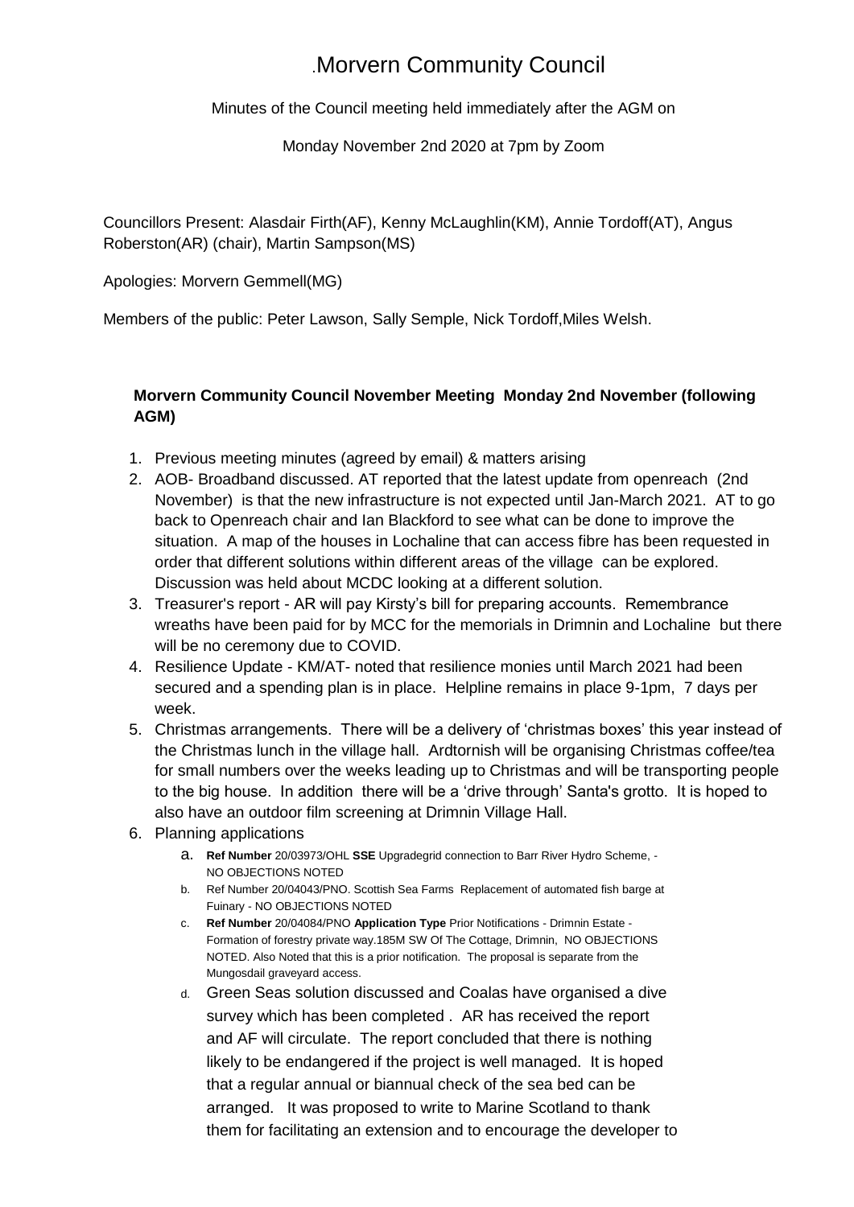# .Morvern Community Council

Minutes of the Council meeting held immediately after the AGM on

Monday November 2nd 2020 at 7pm by Zoom

Councillors Present: Alasdair Firth(AF), Kenny McLaughlin(KM), Annie Tordoff(AT), Angus Roberston(AR) (chair), Martin Sampson(MS)

Apologies: Morvern Gemmell(MG)

Members of the public: Peter Lawson, Sally Semple, Nick Tordoff,Miles Welsh.

### Morvern Community Council November Meeting Monday 2nd November (following AGM)

1. Previous meeting minutes (agreed by email) & matters arising
2. AOB- Broadband discussed. AT reported that the latest update from openreach (2nd November) is that the new infrastructure is not expected until Jan-March 2021. AT to go back to Openreach chair and Ian Blackford to see what can be done to improve the situation. A map of the houses in Lochaline that can access fibre has been requested in order that different solutions within different areas of the village can be explored. Discussion was held about MCDC looking at a different solution.
3. Treasurer's report - AR will pay Kirsty's bill for preparing accounts. Remembrance wreaths have been paid for by MCC for the memorials in Drimnin and Lochaline but there will be no ceremony due to COVID.
4. Resilience Update - KM/AT- noted that resilience monies until March 2021 had been secured and a spending plan is in place. Helpline remains in place 9-1pm, 7 days per week.
5. Christmas arrangements. There will be a delivery of 'christmas boxes' this year instead of the Christmas lunch in the village hall. Ardtornish will be organising Christmas coffee/tea for small numbers over the weeks leading up to Christmas and will be transporting people to the big house. In addition there will be a 'drive through' Santa's grotto. It is hoped to also have an outdoor film screening at Drimnin Village Hall.
6. Planning applications
   a. **Ref Number** 20/03973/OHL **SSE** Upgradegrid connection to Barr River Hydro Scheme, - NO OBJECTIONS NOTED
   b. Ref Number 20/04043/PNO. Scottish Sea Farms Replacement of automated fish barge at Fuinary - NO OBJECTIONS NOTED
   c. **Ref Number** 20/04084/PNO **Application Type** Prior Notifications - Drimnin Estate - Formation of forestry private way.185M SW Of The Cottage, Drimnin, NO OBJECTIONS NOTED. Also Noted that this is a prior notification. The proposal is separate from the Mungosdail graveyard access.
   d. Green Seas solution discussed and Coalas have organised a dive survey which has been completed . AR has received the report and AF will circulate. The report concluded that there is nothing likely to be endangered if the project is well managed. It is hoped that a regular annual or biannual check of the sea bed can be arranged. It was proposed to write to Marine Scotland to thank them for facilitating an extension and to encourage the developer to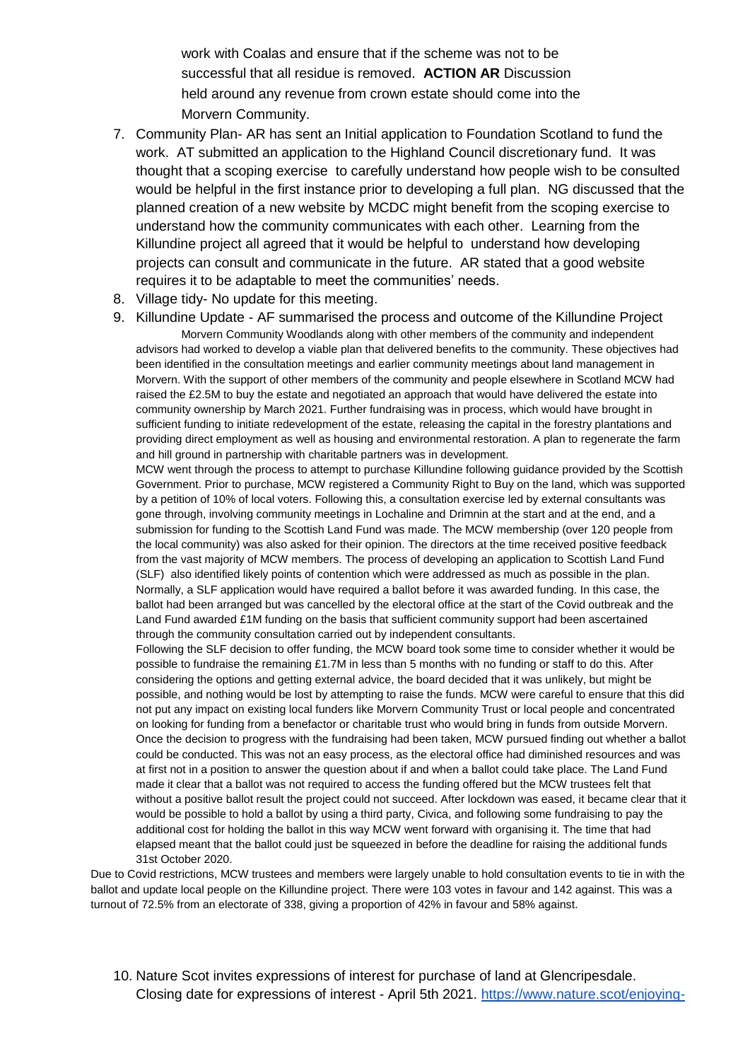work with Coalas and ensure that if the scheme was not to be successful that all residue is removed. **ACTION AR** Discussion held around any revenue from crown estate should come into the Morvern Community.

7. Community Plan- AR has sent an Initial application to Foundation Scotland to fund the work. AT submitted an application to the Highland Council discretionary fund. It was thought that a scoping exercise to carefully understand how people wish to be consulted would be helpful in the first instance prior to developing a full plan. NG discussed that the planned creation of a new website by MCDC might benefit from the scoping exercise to understand how the community communicates with each other. Learning from the Killundine project all agreed that it would be helpful to understand how developing projects can consult and communicate in the future. AR stated that a good website requires it to be adaptable to meet the communities' needs.
8. Village tidy- No update for this meeting.
9. Killundine Update - AF summarised the process and outcome of the Killundine Project

Morvern Community Woodlands along with other members of the community and independent advisors had worked to develop a viable plan that delivered benefits to the community. These objectives had been identified in the consultation meetings and earlier community meetings about land management in Morvern. With the support of other members of the community and people elsewhere in Scotland MCW had raised the £2.5M to buy the estate and negotiated an approach that would have delivered the estate into community ownership by March 2021. Further fundraising was in process, which would have brought in sufficient funding to initiate redevelopment of the estate, releasing the capital in the forestry plantations and providing direct employment as well as housing and environmental restoration. A plan to regenerate the farm and hill ground in partnership with charitable partners was in development.

MCW went through the process to attempt to purchase Killundine following guidance provided by the Scottish Government. Prior to purchase, MCW registered a Community Right to Buy on the land, which was supported by a petition of 10% of local voters. Following this, a consultation exercise led by external consultants was gone through, involving community meetings in Lochaline and Drimnin at the start and at the end, and a submission for funding to the Scottish Land Fund was made. The MCW membership (over 120 people from the local community) was also asked for their opinion. The directors at the time received positive feedback from the vast majority of MCW members. The process of developing an application to Scottish Land Fund (SLF) also identified likely points of contention which were addressed as much as possible in the plan. Normally, a SLF application would have required a ballot before it was awarded funding. In this case, the ballot had been arranged but was cancelled by the electoral office at the start of the Covid outbreak and the Land Fund awarded £1M funding on the basis that sufficient community support had been ascertained through the community consultation carried out by independent consultants.

Following the SLF decision to offer funding, the MCW board took some time to consider whether it would be possible to fundraise the remaining £1.7M in less than 5 months with no funding or staff to do this. After considering the options and getting external advice, the board decided that it was unlikely, but might be possible, and nothing would be lost by attempting to raise the funds. MCW were careful to ensure that this did not put any impact on existing local funders like Morvern Community Trust or local people and concentrated on looking for funding from a benefactor or charitable trust who would bring in funds from outside Morvern. Once the decision to progress with the fundraising had been taken, MCW pursued finding out whether a ballot could be conducted. This was not an easy process, as the electoral office had diminished resources and was at first not in a position to answer the question about if and when a ballot could take place. The Land Fund made it clear that a ballot was not required to access the funding offered but the MCW trustees felt that without a positive ballot result the project could not succeed. After lockdown was eased, it became clear that it would be possible to hold a ballot by using a third party, Civica, and following some fundraising to pay the additional cost for holding the ballot in this way MCW went forward with organising it. The time that had elapsed meant that the ballot could just be squeezed in before the deadline for raising the additional funds 31st October 2020.

Due to Covid restrictions, MCW trustees and members were largely unable to hold consultation events to tie in with the ballot and update local people on the Killundine project. There were 103 votes in favour and 142 against. This was a turnout of 72.5% from an electorate of 338, giving a proportion of 42% in favour and 58% against.

10. Nature Scot invites expressions of interest for purchase of land at Glencripesdale. Closing date for expressions of interest - April 5th 2021. https://www.nature.scot/enjoying-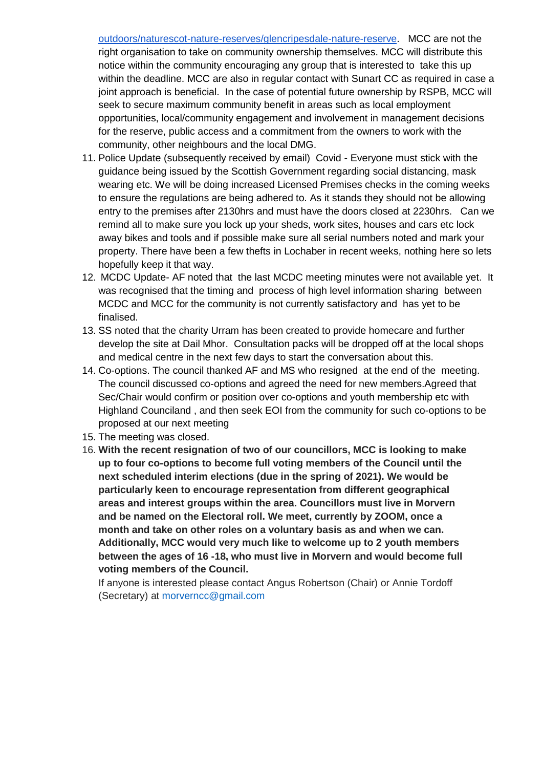outdoors/naturescot-nature-reserves/glencripesdale-nature-reserve. MCC are not the right organisation to take on community ownership themselves. MCC will distribute this notice within the community encouraging any group that is interested to take this up within the deadline. MCC are also in regular contact with Sunart CC as required in case a joint approach is beneficial. In the case of potential future ownership by RSPB, MCC will seek to secure maximum community benefit in areas such as local employment opportunities, local/community engagement and involvement in management decisions for the reserve, public access and a commitment from the owners to work with the community, other neighbours and the local DMG.

11. Police Update (subsequently received by email) Covid - Everyone must stick with the guidance being issued by the Scottish Government regarding social distancing, mask wearing etc. We will be doing increased Licensed Premises checks in the coming weeks to ensure the regulations are being adhered to. As it stands they should not be allowing entry to the premises after 2130hrs and must have the doors closed at 2230hrs. Can we remind all to make sure you lock up your sheds, work sites, houses and cars etc lock away bikes and tools and if possible make sure all serial numbers noted and mark your property. There have been a few thefts in Lochaber in recent weeks, nothing here so lets hopefully keep it that way.
12. MCDC Update- AF noted that the last MCDC meeting minutes were not available yet. It was recognised that the timing and process of high level information sharing between MCDC and MCC for the community is not currently satisfactory and has yet to be finalised.
13. SS noted that the charity Urram has been created to provide homecare and further develop the site at Dail Mhor. Consultation packs will be dropped off at the local shops and medical centre in the next few days to start the conversation about this.
14. Co-options. The council thanked AF and MS who resigned at the end of the meeting. The council discussed co-options and agreed the need for new members.Agreed that Sec/Chair would confirm or position over co-options and youth membership etc with Highland Counciland , and then seek EOI from the community for such co-options to be proposed at our next meeting
15. The meeting was closed.
16. **With the recent resignation of two of our councillors, MCC is looking to make up to four co-options to become full voting members of the Council until the next scheduled interim elections (due in the spring of 2021). We would be particularly keen to encourage representation from different geographical areas and interest groups within the area. Councillors must live in Morvern and be named on the Electoral roll. We meet, currently by ZOOM, once a month and take on other roles on a voluntary basis as and when we can. Additionally, MCC would very much like to welcome up to 2 youth members between the ages of 16 -18, who must live in Morvern and would become full voting members of the Council.**

    If anyone is interested please contact Angus Robertson (Chair) or Annie Tordoff (Secretary) at morverncc@gmail.com